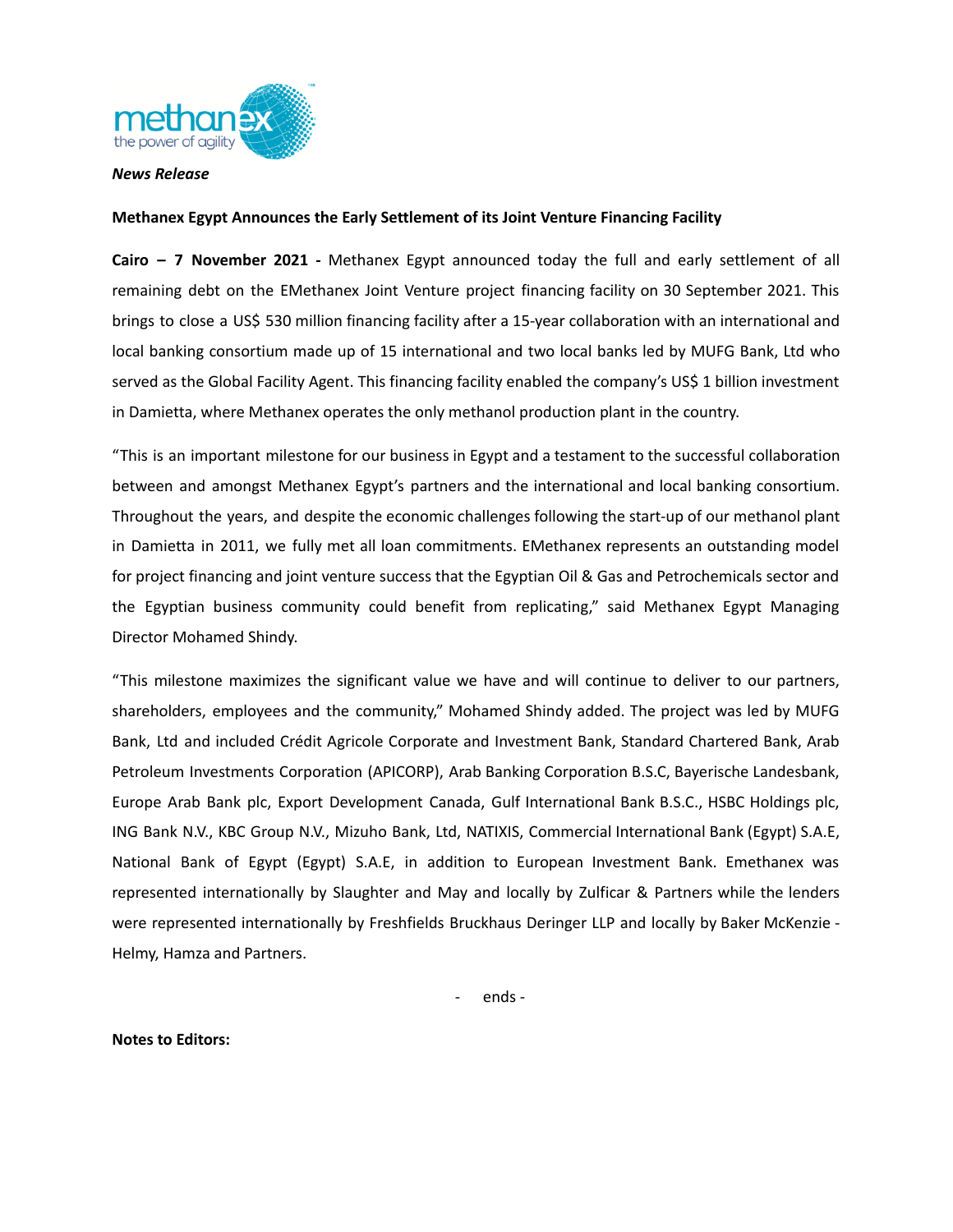*News Release*

**Methanex Egypt Announces the Early Settlement of its Joint Venture Financing Facility**

**Cairo – 7 November 2021 -** Methanex Egypt announced today the full and early settlement of all remaining debt on the EMethanex Joint Venture project financing facility on 30 September 2021. This brings to close a US$ 530 million financing facility after a 15-year collaboration with an international and local banking consortium made up of 15 international and two local banks led by MUFG Bank, Ltd who served as the Global Facility Agent. This financing facility enabled the company's US$ 1 billion investment in Damietta, where Methanex operates the only methanol production plant in the country.

"This is an important milestone for our business in Egypt and a testament to the successful collaboration between and amongst Methanex Egypt's partners and the international and local banking consortium. Throughout the years, and despite the economic challenges following the start-up of our methanol plant in Damietta in 2011, we fully met all loan commitments. EMethanex represents an outstanding model for project financing and joint venture success that the Egyptian Oil & Gas and Petrochemicals sector and the Egyptian business community could benefit from replicating," said Methanex Egypt Managing Director Mohamed Shindy.

"This milestone maximizes the significant value we have and will continue to deliver to our partners, shareholders, employees and the community," Mohamed Shindy added. The project was led by MUFG Bank, Ltd and included Crédit Agricole Corporate and Investment Bank, Standard Chartered Bank, Arab Petroleum Investments Corporation (APICORP), Arab Banking Corporation B.S.C, Bayerische Landesbank, Europe Arab Bank plc, Export Development Canada, Gulf International Bank B.S.C., HSBC Holdings plc, ING Bank N.V., KBC Group N.V., Mizuho Bank, Ltd, NATIXIS, Commercial International Bank (Egypt) S.A.E, National Bank of Egypt (Egypt) S.A.E, in addition to European Investment Bank. Emethanex was represented internationally by Slaughter and May and locally by Zulficar & Partners while the lenders were represented internationally by Freshfields Bruckhaus Deringer LLP and locally by Baker McKenzie - Helmy, Hamza and Partners.

- ends -

**Notes to Editors:**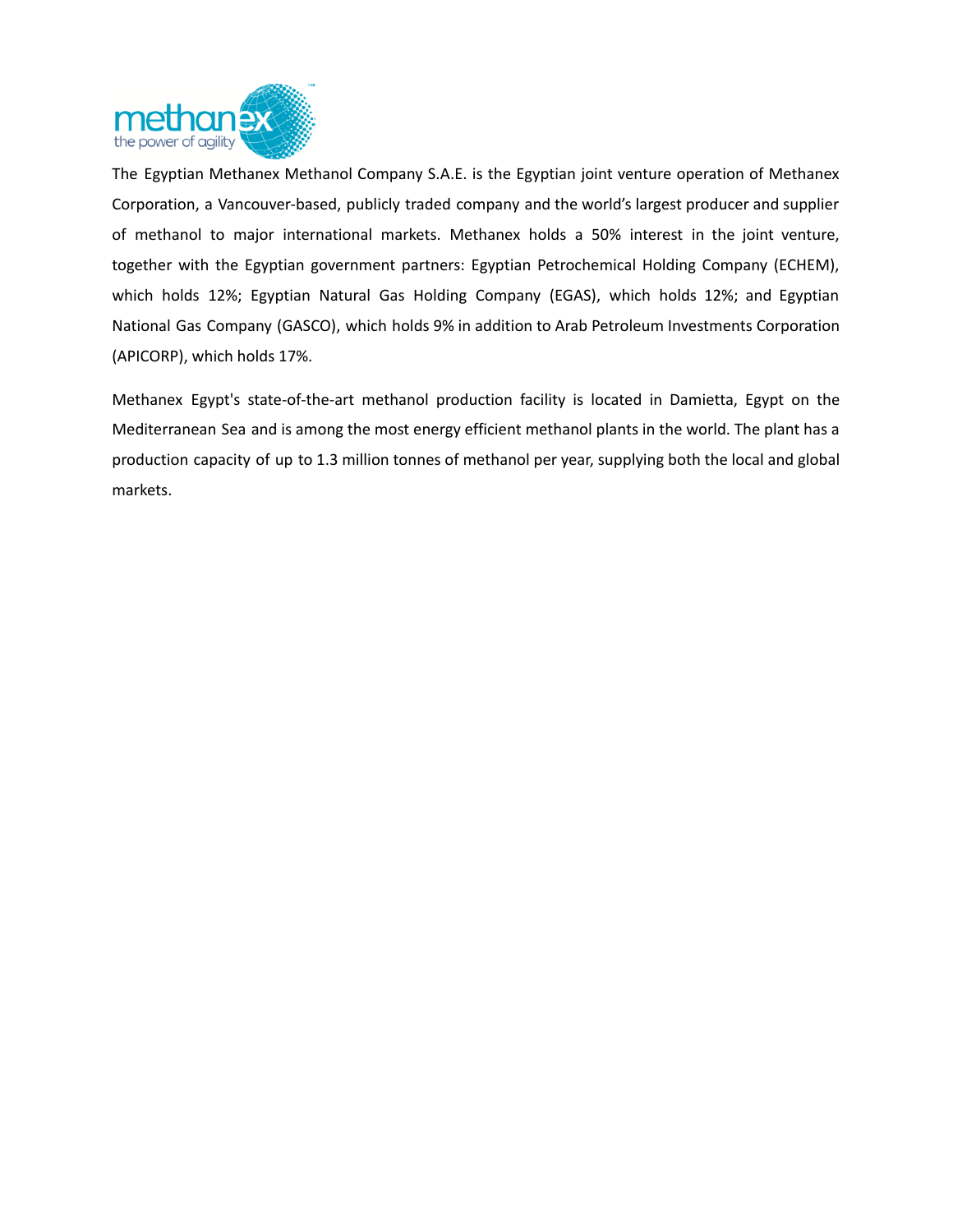The Egyptian Methanex Methanol Company S.A.E. is the Egyptian joint venture operation of Methanex Corporation, a Vancouver-based, publicly traded company and the world's largest producer and supplier of methanol to major international markets. Methanex holds a 50% interest in the joint venture, together with the Egyptian government partners: Egyptian Petrochemical Holding Company (ECHEM), which holds 12%; Egyptian Natural Gas Holding Company (EGAS), which holds 12%; and Egyptian National Gas Company (GASCO), which holds 9% in addition to Arab Petroleum Investments Corporation (APICORP), which holds 17%.

Methanex Egypt's state-of-the-art methanol production facility is located in Damietta, Egypt on the Mediterranean Sea and is among the most energy efficient methanol plants in the world. The plant has a production capacity of up to 1.3 million tonnes of methanol per year, supplying both the local and global markets.